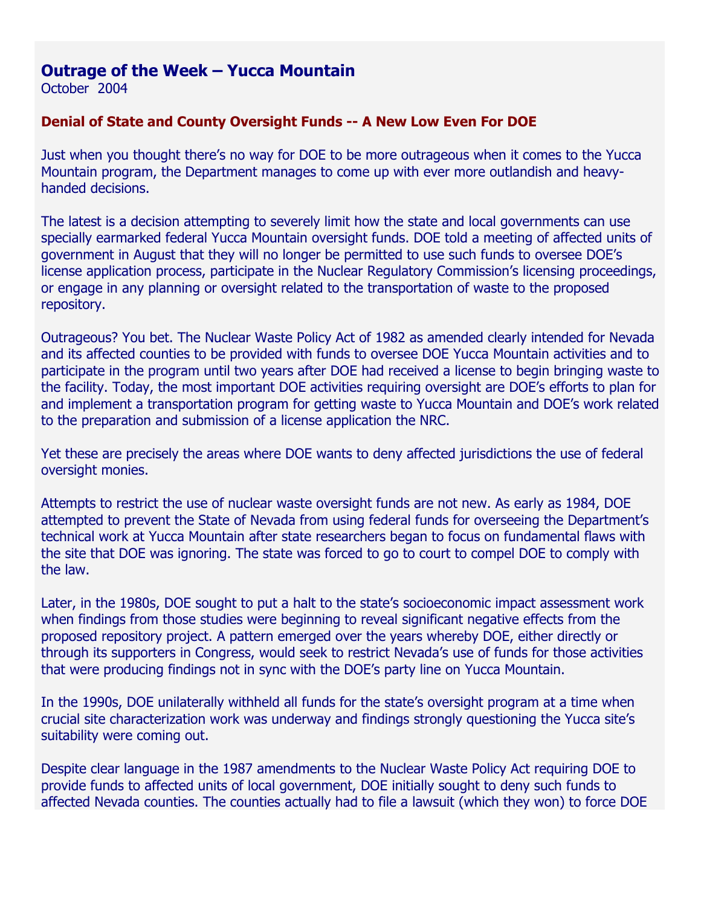# Outrage of the Week – Yucca Mountain

October 2004

### Denial of State and County Oversight Funds -- A New Low Even For DOE

Just when you thought there's no way for DOE to be more outrageous when it comes to the Yucca Mountain program, the Department manages to come up with ever more outlandish and heavy-handed decisions.

The latest is a decision attempting to severely limit how the state and local governments can use specially earmarked federal Yucca Mountain oversight funds. DOE told a meeting of affected units of government in August that they will no longer be permitted to use such funds to oversee DOE's license application process, participate in the Nuclear Regulatory Commission's licensing proceedings, or engage in any planning or oversight related to the transportation of waste to the proposed repository.

Outrageous? You bet. The Nuclear Waste Policy Act of 1982 as amended clearly intended for Nevada and its affected counties to be provided with funds to oversee DOE Yucca Mountain activities and to participate in the program until two years after DOE had received a license to begin bringing waste to the facility. Today, the most important DOE activities requiring oversight are DOE's efforts to plan for and implement a transportation program for getting waste to Yucca Mountain and DOE's work related to the preparation and submission of a license application the NRC.

Yet these are precisely the areas where DOE wants to deny affected jurisdictions the use of federal oversight monies.

Attempts to restrict the use of nuclear waste oversight funds are not new. As early as 1984, DOE attempted to prevent the State of Nevada from using federal funds for overseeing the Department's technical work at Yucca Mountain after state researchers began to focus on fundamental flaws with the site that DOE was ignoring. The state was forced to go to court to compel DOE to comply with the law.

Later, in the 1980s, DOE sought to put a halt to the state's socioeconomic impact assessment work when findings from those studies were beginning to reveal significant negative effects from the proposed repository project. A pattern emerged over the years whereby DOE, either directly or through its supporters in Congress, would seek to restrict Nevada's use of funds for those activities that were producing findings not in sync with the DOE's party line on Yucca Mountain.

In the 1990s, DOE unilaterally withheld all funds for the state's oversight program at a time when crucial site characterization work was underway and findings strongly questioning the Yucca site's suitability were coming out.

Despite clear language in the 1987 amendments to the Nuclear Waste Policy Act requiring DOE to provide funds to affected units of local government, DOE initially sought to deny such funds to affected Nevada counties. The counties actually had to file a lawsuit (which they won) to force DOE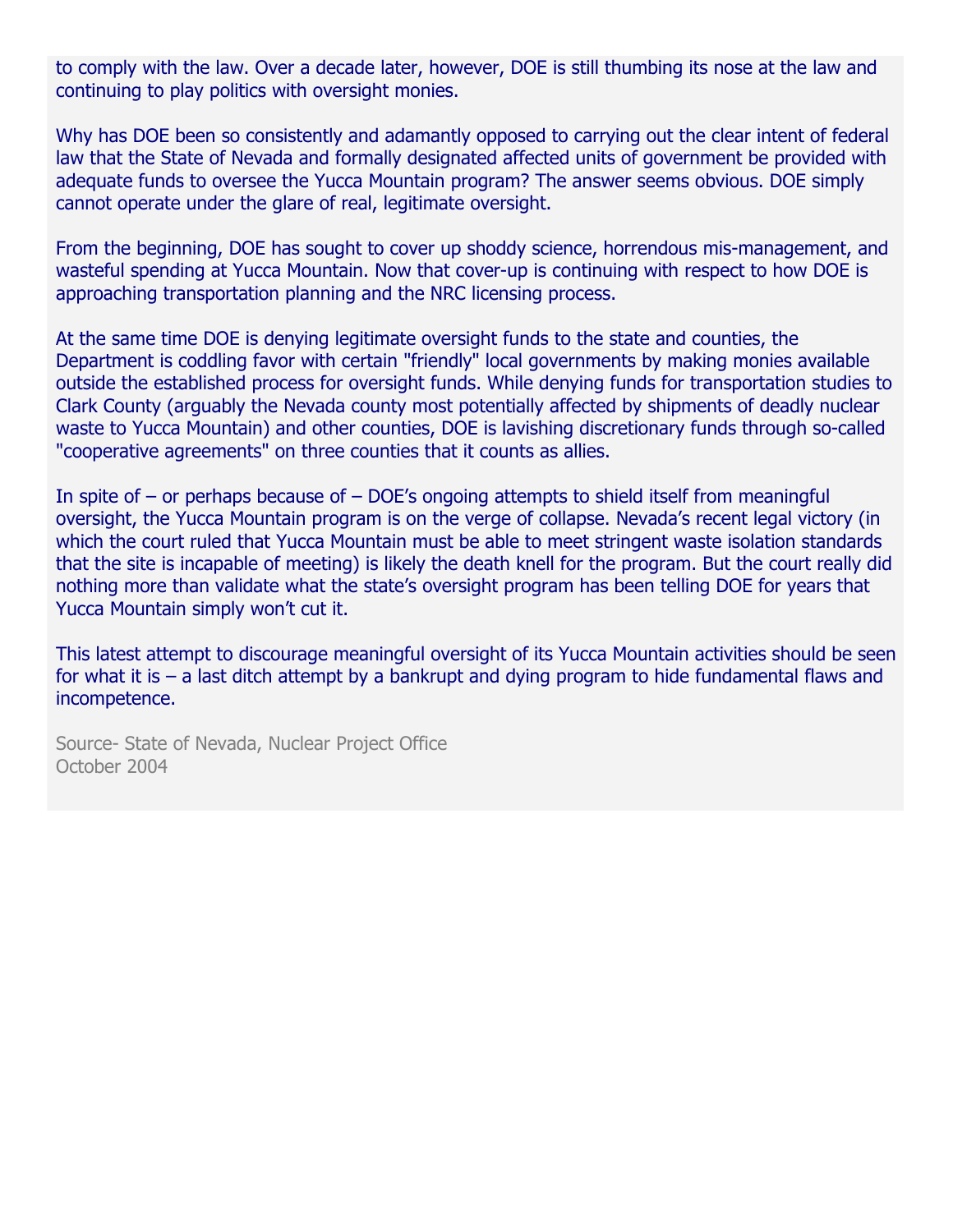to comply with the law. Over a decade later, however, DOE is still thumbing its nose at the law and continuing to play politics with oversight monies.

Why has DOE been so consistently and adamantly opposed to carrying out the clear intent of federal law that the State of Nevada and formally designated affected units of government be provided with adequate funds to oversee the Yucca Mountain program? The answer seems obvious. DOE simply cannot operate under the glare of real, legitimate oversight.

From the beginning, DOE has sought to cover up shoddy science, horrendous mis-management, and wasteful spending at Yucca Mountain. Now that cover-up is continuing with respect to how DOE is approaching transportation planning and the NRC licensing process.

At the same time DOE is denying legitimate oversight funds to the state and counties, the Department is coddling favor with certain "friendly" local governments by making monies available outside the established process for oversight funds. While denying funds for transportation studies to Clark County (arguably the Nevada county most potentially affected by shipments of deadly nuclear waste to Yucca Mountain) and other counties, DOE is lavishing discretionary funds through so-called "cooperative agreements" on three counties that it counts as allies.

In spite of – or perhaps because of – DOE's ongoing attempts to shield itself from meaningful oversight, the Yucca Mountain program is on the verge of collapse. Nevada's recent legal victory (in which the court ruled that Yucca Mountain must be able to meet stringent waste isolation standards that the site is incapable of meeting) is likely the death knell for the program. But the court really did nothing more than validate what the state's oversight program has been telling DOE for years that Yucca Mountain simply won't cut it.

This latest attempt to discourage meaningful oversight of its Yucca Mountain activities should be seen for what it is – a last ditch attempt by a bankrupt and dying program to hide fundamental flaws and incompetence.

Source- State of Nevada, Nuclear Project Office
October 2004